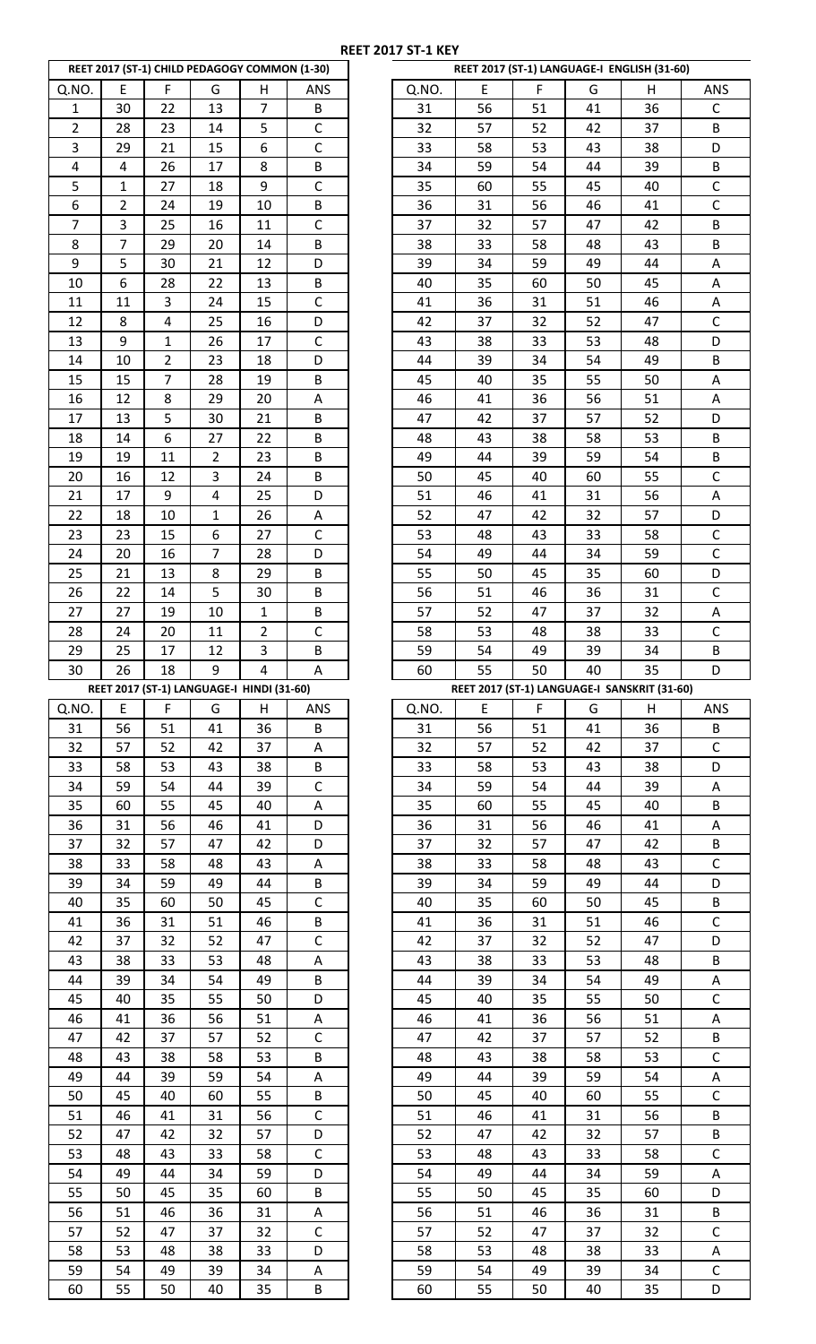# REET 2017 ST-1 KEY

### REET 2017 (ST-1) CHILD PEDAGOGY COMMON (1-30)

| Q.NO. | E | F | G | H | ANS |
|---|---|---|---|---|---|
| 1 | 30 | 22 | 13 | 7 | B |
| 2 | 28 | 23 | 14 | 5 | C |
| 3 | 29 | 21 | 15 | 6 | C |
| 4 | 4 | 26 | 17 | 8 | B |
| 5 | 1 | 27 | 18 | 9 | C |
| 6 | 2 | 24 | 19 | 10 | B |
| 7 | 3 | 25 | 16 | 11 | C |
| 8 | 7 | 29 | 20 | 14 | B |
| 9 | 5 | 30 | 21 | 12 | D |
| 10 | 6 | 28 | 22 | 13 | B |
| 11 | 11 | 3 | 24 | 15 | C |
| 12 | 8 | 4 | 25 | 16 | D |
| 13 | 9 | 1 | 26 | 17 | C |
| 14 | 10 | 2 | 23 | 18 | D |
| 15 | 15 | 7 | 28 | 19 | B |
| 16 | 12 | 8 | 29 | 20 | A |
| 17 | 13 | 5 | 30 | 21 | B |
| 18 | 14 | 6 | 27 | 22 | B |
| 19 | 19 | 11 | 2 | 23 | B |
| 20 | 16 | 12 | 3 | 24 | B |
| 21 | 17 | 9 | 4 | 25 | D |
| 22 | 18 | 10 | 1 | 26 | A |
| 23 | 23 | 15 | 6 | 27 | C |
| 24 | 20 | 16 | 7 | 28 | D |
| 25 | 21 | 13 | 8 | 29 | B |
| 26 | 22 | 14 | 5 | 30 | B |
| 27 | 27 | 19 | 10 | 1 | B |
| 28 | 24 | 20 | 11 | 2 | C |
| 29 | 25 | 17 | 12 | 3 | B |
| 30 | 26 | 18 | 9 | 4 | A |

### REET 2017 (ST-1) LANGUAGE-I HINDI (31-60)

| Q.NO. | E | F | G | H | ANS |
|---|---|---|---|---|---|
| 31 | 56 | 51 | 41 | 36 | B |
| 32 | 57 | 52 | 42 | 37 | A |
| 33 | 58 | 53 | 43 | 38 | B |
| 34 | 59 | 54 | 44 | 39 | C |
| 35 | 60 | 55 | 45 | 40 | A |
| 36 | 31 | 56 | 46 | 41 | D |
| 37 | 32 | 57 | 47 | 42 | D |
| 38 | 33 | 58 | 48 | 43 | A |
| 39 | 34 | 59 | 49 | 44 | B |
| 40 | 35 | 60 | 50 | 45 | C |
| 41 | 36 | 31 | 51 | 46 | B |
| 42 | 37 | 32 | 52 | 47 | C |
| 43 | 38 | 33 | 53 | 48 | A |
| 44 | 39 | 34 | 54 | 49 | B |
| 45 | 40 | 35 | 55 | 50 | D |
| 46 | 41 | 36 | 56 | 51 | A |
| 47 | 42 | 37 | 57 | 52 | C |
| 48 | 43 | 38 | 58 | 53 | B |
| 49 | 44 | 39 | 59 | 54 | A |
| 50 | 45 | 40 | 60 | 55 | B |
| 51 | 46 | 41 | 31 | 56 | C |
| 52 | 47 | 42 | 32 | 57 | D |
| 53 | 48 | 43 | 33 | 58 | C |
| 54 | 49 | 44 | 34 | 59 | D |
| 55 | 50 | 45 | 35 | 60 | B |
| 56 | 51 | 46 | 36 | 31 | A |
| 57 | 52 | 47 | 37 | 32 | C |
| 58 | 53 | 48 | 38 | 33 | D |
| 59 | 54 | 49 | 39 | 34 | A |
| 60 | 55 | 50 | 40 | 35 | B |

### REET 2017 (ST-1) LANGUAGE-I ENGLISH (31-60)

| Q.NO. | E | F | G | H | ANS |
|---|---|---|---|---|---|
| 31 | 56 | 51 | 41 | 36 | C |
| 32 | 57 | 52 | 42 | 37 | B |
| 33 | 58 | 53 | 43 | 38 | D |
| 34 | 59 | 54 | 44 | 39 | B |
| 35 | 60 | 55 | 45 | 40 | C |
| 36 | 31 | 56 | 46 | 41 | C |
| 37 | 32 | 57 | 47 | 42 | B |
| 38 | 33 | 58 | 48 | 43 | B |
| 39 | 34 | 59 | 49 | 44 | A |
| 40 | 35 | 60 | 50 | 45 | A |
| 41 | 36 | 31 | 51 | 46 | A |
| 42 | 37 | 32 | 52 | 47 | C |
| 43 | 38 | 33 | 53 | 48 | D |
| 44 | 39 | 34 | 54 | 49 | B |
| 45 | 40 | 35 | 55 | 50 | A |
| 46 | 41 | 36 | 56 | 51 | A |
| 47 | 42 | 37 | 57 | 52 | D |
| 48 | 43 | 38 | 58 | 53 | B |
| 49 | 44 | 39 | 59 | 54 | B |
| 50 | 45 | 40 | 60 | 55 | C |
| 51 | 46 | 41 | 31 | 56 | A |
| 52 | 47 | 42 | 32 | 57 | D |
| 53 | 48 | 43 | 33 | 58 | C |
| 54 | 49 | 44 | 34 | 59 | C |
| 55 | 50 | 45 | 35 | 60 | D |
| 56 | 51 | 46 | 36 | 31 | C |
| 57 | 52 | 47 | 37 | 32 | A |
| 58 | 53 | 48 | 38 | 33 | C |
| 59 | 54 | 49 | 39 | 34 | B |
| 60 | 55 | 50 | 40 | 35 | D |

### REET 2017 (ST-1) LANGUAGE-I SANSKRIT (31-60)

| Q.NO. | E | F | G | H | ANS |
|---|---|---|---|---|---|
| 31 | 56 | 51 | 41 | 36 | B |
| 32 | 57 | 52 | 42 | 37 | C |
| 33 | 58 | 53 | 43 | 38 | D |
| 34 | 59 | 54 | 44 | 39 | A |
| 35 | 60 | 55 | 45 | 40 | B |
| 36 | 31 | 56 | 46 | 41 | A |
| 37 | 32 | 57 | 47 | 42 | B |
| 38 | 33 | 58 | 48 | 43 | C |
| 39 | 34 | 59 | 49 | 44 | D |
| 40 | 35 | 60 | 50 | 45 | B |
| 41 | 36 | 31 | 51 | 46 | C |
| 42 | 37 | 32 | 52 | 47 | D |
| 43 | 38 | 33 | 53 | 48 | B |
| 44 | 39 | 34 | 54 | 49 | A |
| 45 | 40 | 35 | 55 | 50 | C |
| 46 | 41 | 36 | 56 | 51 | A |
| 47 | 42 | 37 | 57 | 52 | B |
| 48 | 43 | 38 | 58 | 53 | C |
| 49 | 44 | 39 | 59 | 54 | A |
| 50 | 45 | 40 | 60 | 55 | C |
| 51 | 46 | 41 | 31 | 56 | B |
| 52 | 47 | 42 | 32 | 57 | B |
| 53 | 48 | 43 | 33 | 58 | C |
| 54 | 49 | 44 | 34 | 59 | A |
| 55 | 50 | 45 | 35 | 60 | D |
| 56 | 51 | 46 | 36 | 31 | B |
| 57 | 52 | 47 | 37 | 32 | C |
| 58 | 53 | 48 | 38 | 33 | A |
| 59 | 54 | 49 | 39 | 34 | C |
| 60 | 55 | 50 | 40 | 35 | D |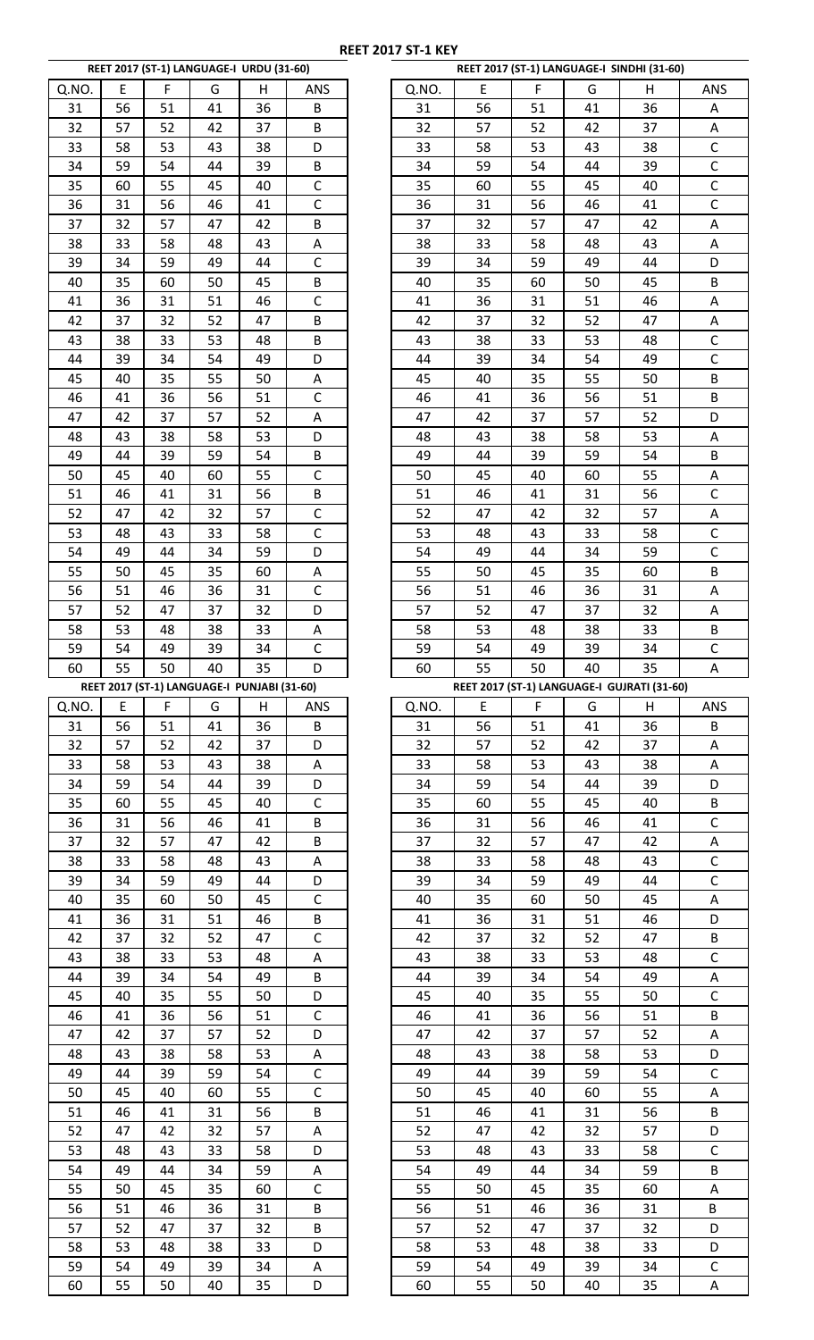# REET 2017 ST-1 KEY

### REET 2017 (ST-1) LANGUAGE-I URDU (31-60)

| Q.NO. | E | F | G | H | ANS |
|---|---|---|---|---|---|
| 31 | 56 | 51 | 41 | 36 | B |
| 32 | 57 | 52 | 42 | 37 | B |
| 33 | 58 | 53 | 43 | 38 | D |
| 34 | 59 | 54 | 44 | 39 | B |
| 35 | 60 | 55 | 45 | 40 | C |
| 36 | 31 | 56 | 46 | 41 | C |
| 37 | 32 | 57 | 47 | 42 | B |
| 38 | 33 | 58 | 48 | 43 | A |
| 39 | 34 | 59 | 49 | 44 | C |
| 40 | 35 | 60 | 50 | 45 | B |
| 41 | 36 | 31 | 51 | 46 | C |
| 42 | 37 | 32 | 52 | 47 | B |
| 43 | 38 | 33 | 53 | 48 | B |
| 44 | 39 | 34 | 54 | 49 | D |
| 45 | 40 | 35 | 55 | 50 | A |
| 46 | 41 | 36 | 56 | 51 | C |
| 47 | 42 | 37 | 57 | 52 | A |
| 48 | 43 | 38 | 58 | 53 | D |
| 49 | 44 | 39 | 59 | 54 | B |
| 50 | 45 | 40 | 60 | 55 | C |
| 51 | 46 | 41 | 31 | 56 | B |
| 52 | 47 | 42 | 32 | 57 | C |
| 53 | 48 | 43 | 33 | 58 | C |
| 54 | 49 | 44 | 34 | 59 | D |
| 55 | 50 | 45 | 35 | 60 | A |
| 56 | 51 | 46 | 36 | 31 | C |
| 57 | 52 | 47 | 37 | 32 | D |
| 58 | 53 | 48 | 38 | 33 | A |
| 59 | 54 | 49 | 39 | 34 | C |
| 60 | 55 | 50 | 40 | 35 | D |

### REET 2017 (ST-1) LANGUAGE-I SINDHI (31-60)

| Q.NO. | E | F | G | H | ANS |
|---|---|---|---|---|---|
| 31 | 56 | 51 | 41 | 36 | A |
| 32 | 57 | 52 | 42 | 37 | A |
| 33 | 58 | 53 | 43 | 38 | C |
| 34 | 59 | 54 | 44 | 39 | C |
| 35 | 60 | 55 | 45 | 40 | C |
| 36 | 31 | 56 | 46 | 41 | C |
| 37 | 32 | 57 | 47 | 42 | A |
| 38 | 33 | 58 | 48 | 43 | A |
| 39 | 34 | 59 | 49 | 44 | D |
| 40 | 35 | 60 | 50 | 45 | B |
| 41 | 36 | 31 | 51 | 46 | A |
| 42 | 37 | 32 | 52 | 47 | A |
| 43 | 38 | 33 | 53 | 48 | C |
| 44 | 39 | 34 | 54 | 49 | C |
| 45 | 40 | 35 | 55 | 50 | B |
| 46 | 41 | 36 | 56 | 51 | B |
| 47 | 42 | 37 | 57 | 52 | D |
| 48 | 43 | 38 | 58 | 53 | A |
| 49 | 44 | 39 | 59 | 54 | B |
| 50 | 45 | 40 | 60 | 55 | A |
| 51 | 46 | 41 | 31 | 56 | C |
| 52 | 47 | 42 | 32 | 57 | A |
| 53 | 48 | 43 | 33 | 58 | C |
| 54 | 49 | 44 | 34 | 59 | C |
| 55 | 50 | 45 | 35 | 60 | B |
| 56 | 51 | 46 | 36 | 31 | A |
| 57 | 52 | 47 | 37 | 32 | A |
| 58 | 53 | 48 | 38 | 33 | B |
| 59 | 54 | 49 | 39 | 34 | C |
| 60 | 55 | 50 | 40 | 35 | A |

### REET 2017 (ST-1) LANGUAGE-I PUNJABI (31-60)

| Q.NO. | E | F | G | H | ANS |
|---|---|---|---|---|---|
| 31 | 56 | 51 | 41 | 36 | B |
| 32 | 57 | 52 | 42 | 37 | D |
| 33 | 58 | 53 | 43 | 38 | A |
| 34 | 59 | 54 | 44 | 39 | D |
| 35 | 60 | 55 | 45 | 40 | C |
| 36 | 31 | 56 | 46 | 41 | B |
| 37 | 32 | 57 | 47 | 42 | B |
| 38 | 33 | 58 | 48 | 43 | A |
| 39 | 34 | 59 | 49 | 44 | D |
| 40 | 35 | 60 | 50 | 45 | C |
| 41 | 36 | 31 | 51 | 46 | B |
| 42 | 37 | 32 | 52 | 47 | C |
| 43 | 38 | 33 | 53 | 48 | A |
| 44 | 39 | 34 | 54 | 49 | B |
| 45 | 40 | 35 | 55 | 50 | D |
| 46 | 41 | 36 | 56 | 51 | C |
| 47 | 42 | 37 | 57 | 52 | D |
| 48 | 43 | 38 | 58 | 53 | A |
| 49 | 44 | 39 | 59 | 54 | C |
| 50 | 45 | 40 | 60 | 55 | C |
| 51 | 46 | 41 | 31 | 56 | B |
| 52 | 47 | 42 | 32 | 57 | A |
| 53 | 48 | 43 | 33 | 58 | D |
| 54 | 49 | 44 | 34 | 59 | A |
| 55 | 50 | 45 | 35 | 60 | C |
| 56 | 51 | 46 | 36 | 31 | B |
| 57 | 52 | 47 | 37 | 32 | B |
| 58 | 53 | 48 | 38 | 33 | D |
| 59 | 54 | 49 | 39 | 34 | A |
| 60 | 55 | 50 | 40 | 35 | D |

### REET 2017 (ST-1) LANGUAGE-I GUJRATI (31-60)

| Q.NO. | E | F | G | H | ANS |
|---|---|---|---|---|---|
| 31 | 56 | 51 | 41 | 36 | B |
| 32 | 57 | 52 | 42 | 37 | A |
| 33 | 58 | 53 | 43 | 38 | A |
| 34 | 59 | 54 | 44 | 39 | D |
| 35 | 60 | 55 | 45 | 40 | B |
| 36 | 31 | 56 | 46 | 41 | C |
| 37 | 32 | 57 | 47 | 42 | A |
| 38 | 33 | 58 | 48 | 43 | C |
| 39 | 34 | 59 | 49 | 44 | C |
| 40 | 35 | 60 | 50 | 45 | A |
| 41 | 36 | 31 | 51 | 46 | D |
| 42 | 37 | 32 | 52 | 47 | B |
| 43 | 38 | 33 | 53 | 48 | C |
| 44 | 39 | 34 | 54 | 49 | A |
| 45 | 40 | 35 | 55 | 50 | C |
| 46 | 41 | 36 | 56 | 51 | B |
| 47 | 42 | 37 | 57 | 52 | A |
| 48 | 43 | 38 | 58 | 53 | D |
| 49 | 44 | 39 | 59 | 54 | C |
| 50 | 45 | 40 | 60 | 55 | A |
| 51 | 46 | 41 | 31 | 56 | B |
| 52 | 47 | 42 | 32 | 57 | D |
| 53 | 48 | 43 | 33 | 58 | C |
| 54 | 49 | 44 | 34 | 59 | B |
| 55 | 50 | 45 | 35 | 60 | A |
| 56 | 51 | 46 | 36 | 31 | B |
| 57 | 52 | 47 | 37 | 32 | D |
| 58 | 53 | 48 | 38 | 33 | D |
| 59 | 54 | 49 | 39 | 34 | C |
| 60 | 55 | 50 | 40 | 35 | A |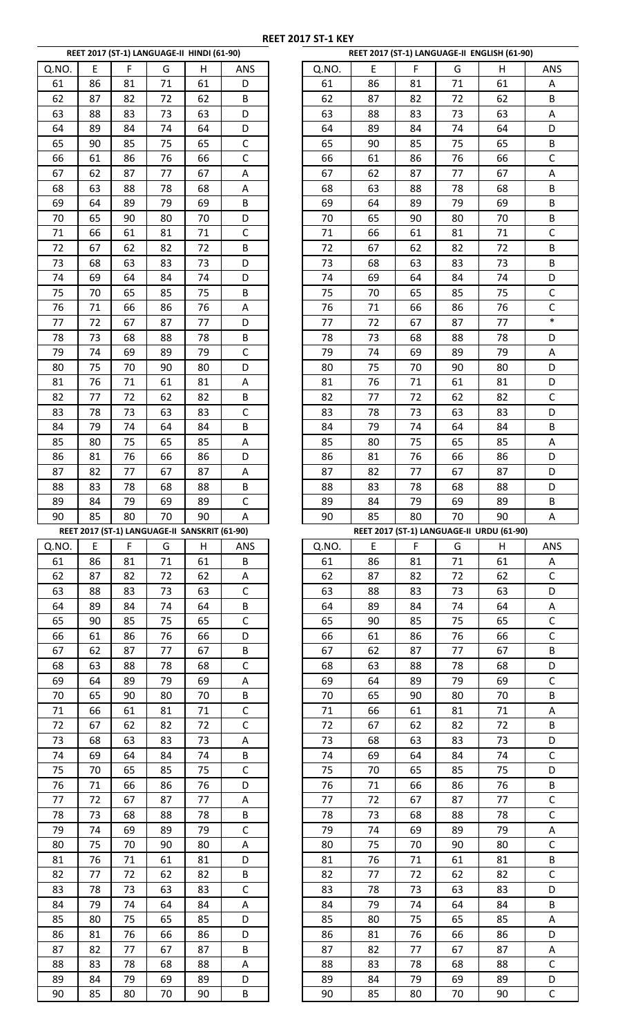# REET 2017 ST-1 KEY

### REET 2017 (ST-1) LANGUAGE-II HINDI (61-90)

| Q.NO. | E | F | G | H | ANS |
|---|---|---|---|---|---|
| 61 | 86 | 81 | 71 | 61 | D |
| 62 | 87 | 82 | 72 | 62 | B |
| 63 | 88 | 83 | 73 | 63 | D |
| 64 | 89 | 84 | 74 | 64 | D |
| 65 | 90 | 85 | 75 | 65 | C |
| 66 | 61 | 86 | 76 | 66 | C |
| 67 | 62 | 87 | 77 | 67 | A |
| 68 | 63 | 88 | 78 | 68 | A |
| 69 | 64 | 89 | 79 | 69 | B |
| 70 | 65 | 90 | 80 | 70 | D |
| 71 | 66 | 61 | 81 | 71 | C |
| 72 | 67 | 62 | 82 | 72 | B |
| 73 | 68 | 63 | 83 | 73 | D |
| 74 | 69 | 64 | 84 | 74 | D |
| 75 | 70 | 65 | 85 | 75 | B |
| 76 | 71 | 66 | 86 | 76 | A |
| 77 | 72 | 67 | 87 | 77 | D |
| 78 | 73 | 68 | 88 | 78 | B |
| 79 | 74 | 69 | 89 | 79 | C |
| 80 | 75 | 70 | 90 | 80 | D |
| 81 | 76 | 71 | 61 | 81 | A |
| 82 | 77 | 72 | 62 | 82 | B |
| 83 | 78 | 73 | 63 | 83 | C |
| 84 | 79 | 74 | 64 | 84 | B |
| 85 | 80 | 75 | 65 | 85 | A |
| 86 | 81 | 76 | 66 | 86 | D |
| 87 | 82 | 77 | 67 | 87 | A |
| 88 | 83 | 78 | 68 | 88 | B |
| 89 | 84 | 79 | 69 | 89 | C |
| 90 | 85 | 80 | 70 | 90 | A |

### REET 2017 (ST-1) LANGUAGE-II ENGLISH (61-90)

| Q.NO. | E | F | G | H | ANS |
|---|---|---|---|---|---|
| 61 | 86 | 81 | 71 | 61 | A |
| 62 | 87 | 82 | 72 | 62 | B |
| 63 | 88 | 83 | 73 | 63 | A |
| 64 | 89 | 84 | 74 | 64 | D |
| 65 | 90 | 85 | 75 | 65 | B |
| 66 | 61 | 86 | 76 | 66 | C |
| 67 | 62 | 87 | 77 | 67 | A |
| 68 | 63 | 88 | 78 | 68 | B |
| 69 | 64 | 89 | 79 | 69 | B |
| 70 | 65 | 90 | 80 | 70 | B |
| 71 | 66 | 61 | 81 | 71 | C |
| 72 | 67 | 62 | 82 | 72 | B |
| 73 | 68 | 63 | 83 | 73 | B |
| 74 | 69 | 64 | 84 | 74 | D |
| 75 | 70 | 65 | 85 | 75 | C |
| 76 | 71 | 66 | 86 | 76 | C |
| 77 | 72 | 67 | 87 | 77 | * |
| 78 | 73 | 68 | 88 | 78 | D |
| 79 | 74 | 69 | 89 | 79 | A |
| 80 | 75 | 70 | 90 | 80 | D |
| 81 | 76 | 71 | 61 | 81 | D |
| 82 | 77 | 72 | 62 | 82 | C |
| 83 | 78 | 73 | 63 | 83 | D |
| 84 | 79 | 74 | 64 | 84 | B |
| 85 | 80 | 75 | 65 | 85 | A |
| 86 | 81 | 76 | 66 | 86 | D |
| 87 | 82 | 77 | 67 | 87 | D |
| 88 | 83 | 78 | 68 | 88 | D |
| 89 | 84 | 79 | 69 | 89 | B |
| 90 | 85 | 80 | 70 | 90 | A |

### REET 2017 (ST-1) LANGUAGE-II SANSKRIT (61-90)

| Q.NO. | E | F | G | H | ANS |
|---|---|---|---|---|---|
| 61 | 86 | 81 | 71 | 61 | B |
| 62 | 87 | 82 | 72 | 62 | A |
| 63 | 88 | 83 | 73 | 63 | C |
| 64 | 89 | 84 | 74 | 64 | B |
| 65 | 90 | 85 | 75 | 65 | C |
| 66 | 61 | 86 | 76 | 66 | D |
| 67 | 62 | 87 | 77 | 67 | B |
| 68 | 63 | 88 | 78 | 68 | C |
| 69 | 64 | 89 | 79 | 69 | A |
| 70 | 65 | 90 | 80 | 70 | B |
| 71 | 66 | 61 | 81 | 71 | C |
| 72 | 67 | 62 | 82 | 72 | C |
| 73 | 68 | 63 | 83 | 73 | A |
| 74 | 69 | 64 | 84 | 74 | B |
| 75 | 70 | 65 | 85 | 75 | C |
| 76 | 71 | 66 | 86 | 76 | D |
| 77 | 72 | 67 | 87 | 77 | A |
| 78 | 73 | 68 | 88 | 78 | B |
| 79 | 74 | 69 | 89 | 79 | C |
| 80 | 75 | 70 | 90 | 80 | A |
| 81 | 76 | 71 | 61 | 81 | D |
| 82 | 77 | 72 | 62 | 82 | B |
| 83 | 78 | 73 | 63 | 83 | C |
| 84 | 79 | 74 | 64 | 84 | A |
| 85 | 80 | 75 | 65 | 85 | D |
| 86 | 81 | 76 | 66 | 86 | D |
| 87 | 82 | 77 | 67 | 87 | B |
| 88 | 83 | 78 | 68 | 88 | A |
| 89 | 84 | 79 | 69 | 89 | D |
| 90 | 85 | 80 | 70 | 90 | B |

### REET 2017 (ST-1) LANGUAGE-II URDU (61-90)

| Q.NO. | E | F | G | H | ANS |
|---|---|---|---|---|---|
| 61 | 86 | 81 | 71 | 61 | A |
| 62 | 87 | 82 | 72 | 62 | C |
| 63 | 88 | 83 | 73 | 63 | D |
| 64 | 89 | 84 | 74 | 64 | A |
| 65 | 90 | 85 | 75 | 65 | C |
| 66 | 61 | 86 | 76 | 66 | C |
| 67 | 62 | 87 | 77 | 67 | B |
| 68 | 63 | 88 | 78 | 68 | D |
| 69 | 64 | 89 | 79 | 69 | C |
| 70 | 65 | 90 | 80 | 70 | B |
| 71 | 66 | 61 | 81 | 71 | A |
| 72 | 67 | 62 | 82 | 72 | B |
| 73 | 68 | 63 | 83 | 73 | D |
| 74 | 69 | 64 | 84 | 74 | C |
| 75 | 70 | 65 | 85 | 75 | D |
| 76 | 71 | 66 | 86 | 76 | B |
| 77 | 72 | 67 | 87 | 77 | C |
| 78 | 73 | 68 | 88 | 78 | C |
| 79 | 74 | 69 | 89 | 79 | A |
| 80 | 75 | 70 | 90 | 80 | C |
| 81 | 76 | 71 | 61 | 81 | B |
| 82 | 77 | 72 | 62 | 82 | C |
| 83 | 78 | 73 | 63 | 83 | D |
| 84 | 79 | 74 | 64 | 84 | B |
| 85 | 80 | 75 | 65 | 85 | A |
| 86 | 81 | 76 | 66 | 86 | D |
| 87 | 82 | 77 | 67 | 87 | A |
| 88 | 83 | 78 | 68 | 88 | C |
| 89 | 84 | 79 | 69 | 89 | D |
| 90 | 85 | 80 | 70 | 90 | C |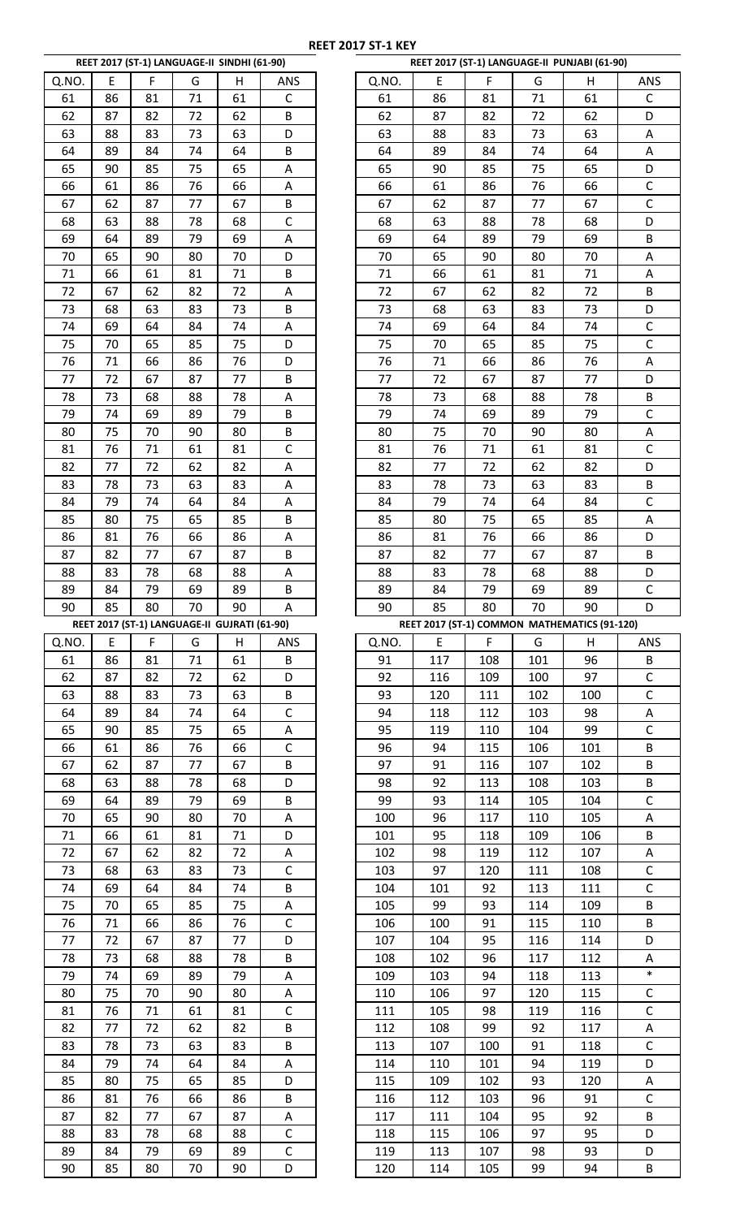# REET 2017 ST-1 KEY

## REET 2017 (ST-1) LANGUAGE-II SINDHI (61-90)

| Q.NO. | E | F | G | H | ANS |
|---|---|---|---|---|---|
| 61 | 86 | 81 | 71 | 61 | C |
| 62 | 87 | 82 | 72 | 62 | B |
| 63 | 88 | 83 | 73 | 63 | D |
| 64 | 89 | 84 | 74 | 64 | B |
| 65 | 90 | 85 | 75 | 65 | A |
| 66 | 61 | 86 | 76 | 66 | A |
| 67 | 62 | 87 | 77 | 67 | B |
| 68 | 63 | 88 | 78 | 68 | C |
| 69 | 64 | 89 | 79 | 69 | A |
| 70 | 65 | 90 | 80 | 70 | D |
| 71 | 66 | 61 | 81 | 71 | B |
| 72 | 67 | 62 | 82 | 72 | A |
| 73 | 68 | 63 | 83 | 73 | B |
| 74 | 69 | 64 | 84 | 74 | A |
| 75 | 70 | 65 | 85 | 75 | D |
| 76 | 71 | 66 | 86 | 76 | D |
| 77 | 72 | 67 | 87 | 77 | B |
| 78 | 73 | 68 | 88 | 78 | A |
| 79 | 74 | 69 | 89 | 79 | B |
| 80 | 75 | 70 | 90 | 80 | B |
| 81 | 76 | 71 | 61 | 81 | C |
| 82 | 77 | 72 | 62 | 82 | A |
| 83 | 78 | 73 | 63 | 83 | A |
| 84 | 79 | 74 | 64 | 84 | A |
| 85 | 80 | 75 | 65 | 85 | B |
| 86 | 81 | 76 | 66 | 86 | A |
| 87 | 82 | 77 | 67 | 87 | B |
| 88 | 83 | 78 | 68 | 88 | A |
| 89 | 84 | 79 | 69 | 89 | B |
| 90 | 85 | 80 | 70 | 90 | A |

## REET 2017 (ST-1) LANGUAGE-II PUNJABI (61-90)

| Q.NO. | E | F | G | H | ANS |
|---|---|---|---|---|---|
| 61 | 86 | 81 | 71 | 61 | C |
| 62 | 87 | 82 | 72 | 62 | D |
| 63 | 88 | 83 | 73 | 63 | A |
| 64 | 89 | 84 | 74 | 64 | A |
| 65 | 90 | 85 | 75 | 65 | D |
| 66 | 61 | 86 | 76 | 66 | C |
| 67 | 62 | 87 | 77 | 67 | C |
| 68 | 63 | 88 | 78 | 68 | D |
| 69 | 64 | 89 | 79 | 69 | B |
| 70 | 65 | 90 | 80 | 70 | A |
| 71 | 66 | 61 | 81 | 71 | A |
| 72 | 67 | 62 | 82 | 72 | B |
| 73 | 68 | 63 | 83 | 73 | D |
| 74 | 69 | 64 | 84 | 74 | C |
| 75 | 70 | 65 | 85 | 75 | C |
| 76 | 71 | 66 | 86 | 76 | A |
| 77 | 72 | 67 | 87 | 77 | D |
| 78 | 73 | 68 | 88 | 78 | B |
| 79 | 74 | 69 | 89 | 79 | C |
| 80 | 75 | 70 | 90 | 80 | A |
| 81 | 76 | 71 | 61 | 81 | C |
| 82 | 77 | 72 | 62 | 82 | D |
| 83 | 78 | 73 | 63 | 83 | B |
| 84 | 79 | 74 | 64 | 84 | C |
| 85 | 80 | 75 | 65 | 85 | A |
| 86 | 81 | 76 | 66 | 86 | D |
| 87 | 82 | 77 | 67 | 87 | B |
| 88 | 83 | 78 | 68 | 88 | D |
| 89 | 84 | 79 | 69 | 89 | C |
| 90 | 85 | 80 | 70 | 90 | D |

## REET 2017 (ST-1) LANGUAGE-II GUJRATI (61-90)

| Q.NO. | E | F | G | H | ANS |
|---|---|---|---|---|---|
| 61 | 86 | 81 | 71 | 61 | B |
| 62 | 87 | 82 | 72 | 62 | D |
| 63 | 88 | 83 | 73 | 63 | B |
| 64 | 89 | 84 | 74 | 64 | C |
| 65 | 90 | 85 | 75 | 65 | A |
| 66 | 61 | 86 | 76 | 66 | C |
| 67 | 62 | 87 | 77 | 67 | B |
| 68 | 63 | 88 | 78 | 68 | D |
| 69 | 64 | 89 | 79 | 69 | B |
| 70 | 65 | 90 | 80 | 70 | A |
| 71 | 66 | 61 | 81 | 71 | D |
| 72 | 67 | 62 | 82 | 72 | A |
| 73 | 68 | 63 | 83 | 73 | C |
| 74 | 69 | 64 | 84 | 74 | B |
| 75 | 70 | 65 | 85 | 75 | A |
| 76 | 71 | 66 | 86 | 76 | C |
| 77 | 72 | 67 | 87 | 77 | D |
| 78 | 73 | 68 | 88 | 78 | B |
| 79 | 74 | 69 | 89 | 79 | A |
| 80 | 75 | 70 | 90 | 80 | A |
| 81 | 76 | 71 | 61 | 81 | C |
| 82 | 77 | 72 | 62 | 82 | B |
| 83 | 78 | 73 | 63 | 83 | B |
| 84 | 79 | 74 | 64 | 84 | A |
| 85 | 80 | 75 | 65 | 85 | D |
| 86 | 81 | 76 | 66 | 86 | B |
| 87 | 82 | 77 | 67 | 87 | A |
| 88 | 83 | 78 | 68 | 88 | C |
| 89 | 84 | 79 | 69 | 89 | C |
| 90 | 85 | 80 | 70 | 90 | D |

## REET 2017 (ST-1) COMMON MATHEMATICS (91-120)

| Q.NO. | E | F | G | H | ANS |
|---|---|---|---|---|---|
| 91 | 117 | 108 | 101 | 96 | B |
| 92 | 116 | 109 | 100 | 97 | C |
| 93 | 120 | 111 | 102 | 100 | C |
| 94 | 118 | 112 | 103 | 98 | A |
| 95 | 119 | 110 | 104 | 99 | C |
| 96 | 94 | 115 | 106 | 101 | B |
| 97 | 91 | 116 | 107 | 102 | B |
| 98 | 92 | 113 | 108 | 103 | B |
| 99 | 93 | 114 | 105 | 104 | C |
| 100 | 96 | 117 | 110 | 105 | A |
| 101 | 95 | 118 | 109 | 106 | B |
| 102 | 98 | 119 | 112 | 107 | A |
| 103 | 97 | 120 | 111 | 108 | C |
| 104 | 101 | 92 | 113 | 111 | C |
| 105 | 99 | 93 | 114 | 109 | B |
| 106 | 100 | 91 | 115 | 110 | B |
| 107 | 104 | 95 | 116 | 114 | D |
| 108 | 102 | 96 | 117 | 112 | A |
| 109 | 103 | 94 | 118 | 113 | * |
| 110 | 106 | 97 | 120 | 115 | C |
| 111 | 105 | 98 | 119 | 116 | C |
| 112 | 108 | 99 | 92 | 117 | A |
| 113 | 107 | 100 | 91 | 118 | C |
| 114 | 110 | 101 | 94 | 119 | D |
| 115 | 109 | 102 | 93 | 120 | A |
| 116 | 112 | 103 | 96 | 91 | C |
| 117 | 111 | 104 | 95 | 92 | B |
| 118 | 115 | 106 | 97 | 95 | D |
| 119 | 113 | 107 | 98 | 93 | D |
| 120 | 114 | 105 | 99 | 94 | B |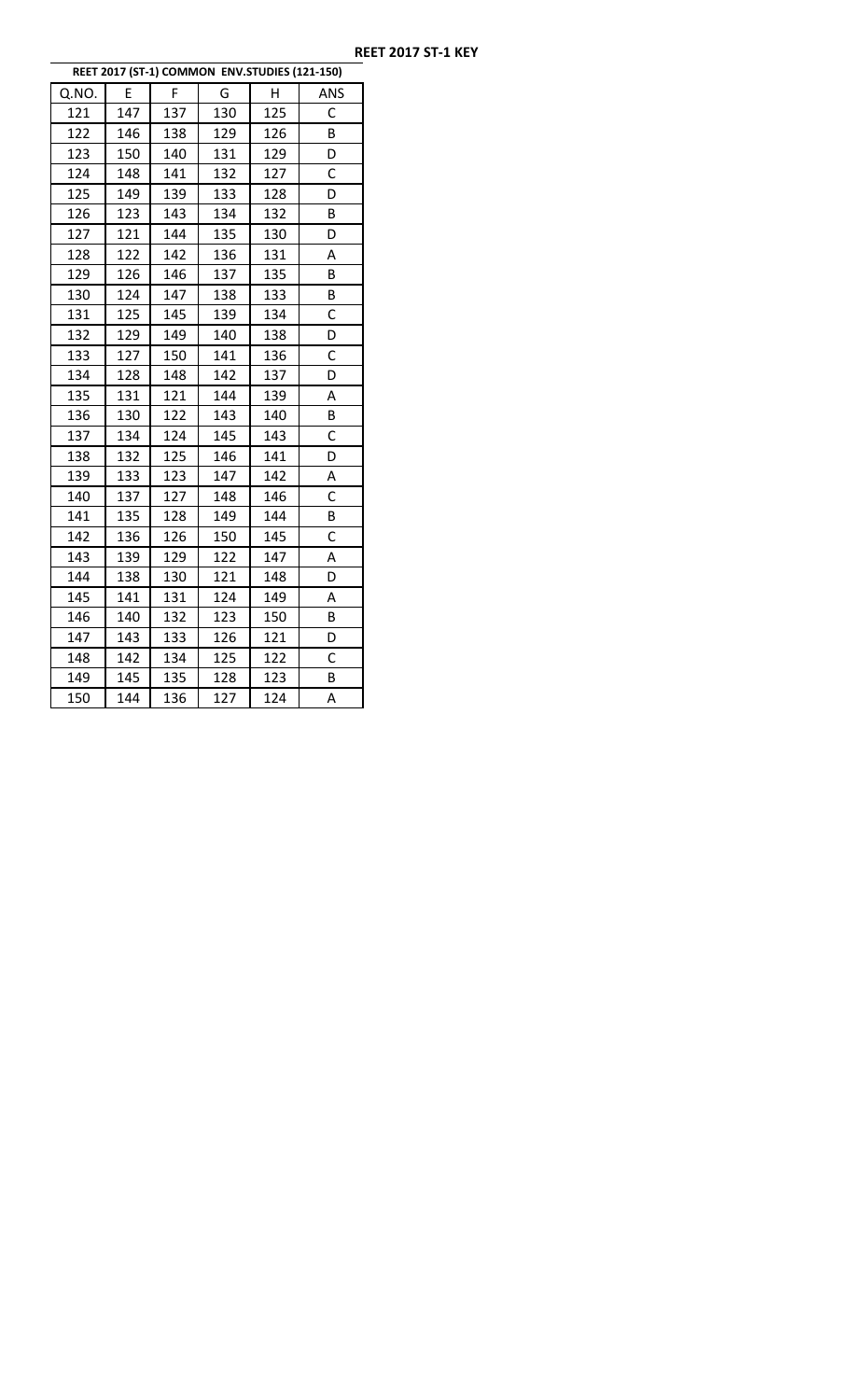**REET 2017 ST-1 KEY**

| REET 2017 (ST-1) COMMON ENV.STUDIES (121-150) | | | | | |
|---|---|---|---|---|---|
| Q.NO. | E | F | G | H | ANS |
| 121 | 147 | 137 | 130 | 125 | C |
| 122 | 146 | 138 | 129 | 126 | B |
| 123 | 150 | 140 | 131 | 129 | D |
| 124 | 148 | 141 | 132 | 127 | C |
| 125 | 149 | 139 | 133 | 128 | D |
| 126 | 123 | 143 | 134 | 132 | B |
| 127 | 121 | 144 | 135 | 130 | D |
| 128 | 122 | 142 | 136 | 131 | A |
| 129 | 126 | 146 | 137 | 135 | B |
| 130 | 124 | 147 | 138 | 133 | B |
| 131 | 125 | 145 | 139 | 134 | C |
| 132 | 129 | 149 | 140 | 138 | D |
| 133 | 127 | 150 | 141 | 136 | C |
| 134 | 128 | 148 | 142 | 137 | D |
| 135 | 131 | 121 | 144 | 139 | A |
| 136 | 130 | 122 | 143 | 140 | B |
| 137 | 134 | 124 | 145 | 143 | C |
| 138 | 132 | 125 | 146 | 141 | D |
| 139 | 133 | 123 | 147 | 142 | A |
| 140 | 137 | 127 | 148 | 146 | C |
| 141 | 135 | 128 | 149 | 144 | B |
| 142 | 136 | 126 | 150 | 145 | C |
| 143 | 139 | 129 | 122 | 147 | A |
| 144 | 138 | 130 | 121 | 148 | D |
| 145 | 141 | 131 | 124 | 149 | A |
| 146 | 140 | 132 | 123 | 150 | B |
| 147 | 143 | 133 | 126 | 121 | D |
| 148 | 142 | 134 | 125 | 122 | C |
| 149 | 145 | 135 | 128 | 123 | B |
| 150 | 144 | 136 | 127 | 124 | A |